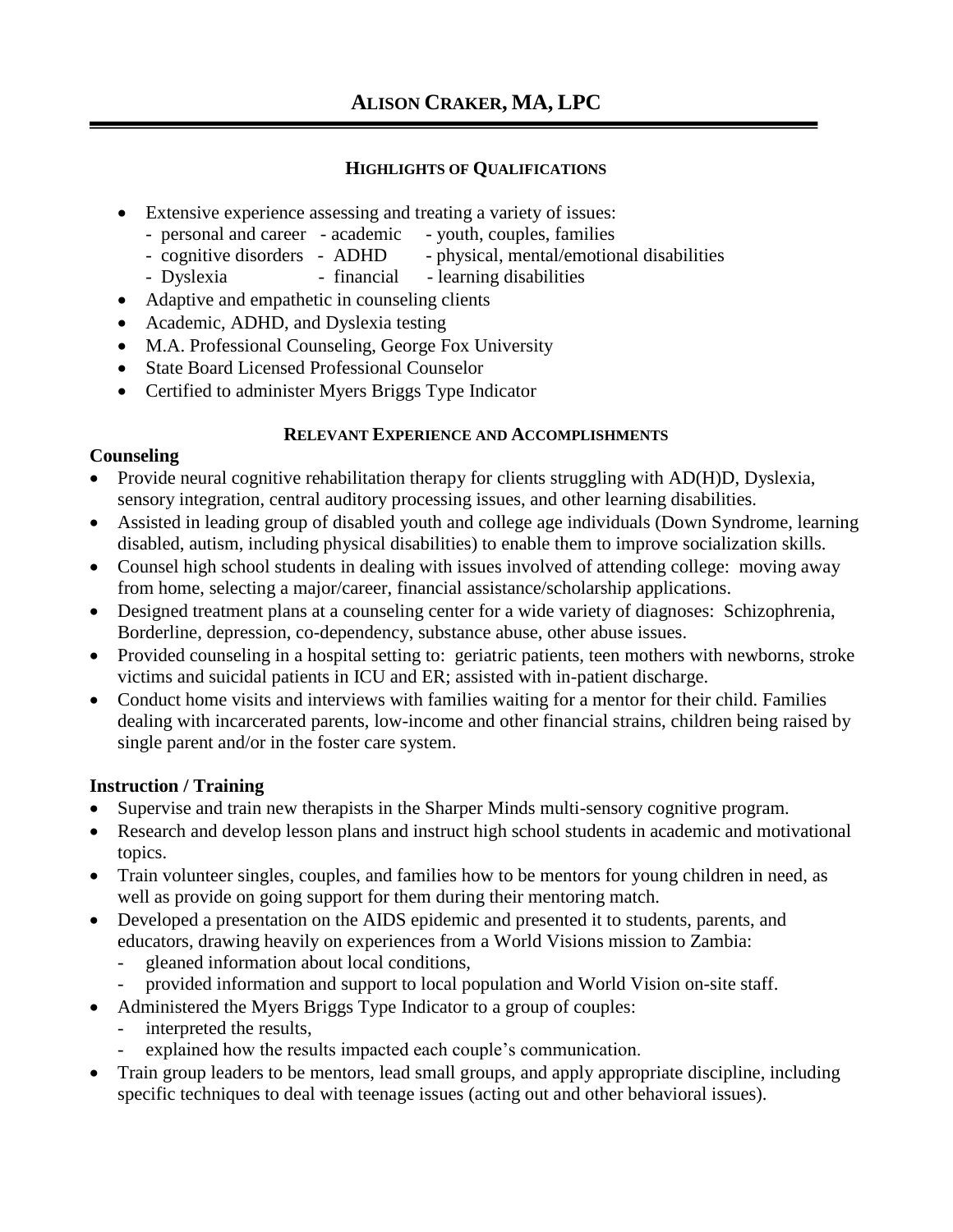# ALISON CRAKER, MA, LPC

## HIGHLIGHTS OF QUALIFICATIONS

- Extensive experience assessing and treating a variety of issues:
  - personal and career
  - academic
  - youth, couples, families
  - cognitive disorders
  - ADHD
  - physical, mental/emotional disabilities
  - Dyslexia
  - financial
  - learning disabilities
- Adaptive and empathetic in counseling clients
- Academic, ADHD, and Dyslexia testing
- M.A. Professional Counseling, George Fox University
- State Board Licensed Professional Counselor
- Certified to administer Myers Briggs Type Indicator

## RELEVANT EXPERIENCE AND ACCOMPLISHMENTS

### Counseling

- Provide neural cognitive rehabilitation therapy for clients struggling with AD(H)D, Dyslexia, sensory integration, central auditory processing issues, and other learning disabilities.
- Assisted in leading group of disabled youth and college age individuals (Down Syndrome, learning disabled, autism, including physical disabilities) to enable them to improve socialization skills.
- Counsel high school students in dealing with issues involved of attending college: moving away from home, selecting a major/career, financial assistance/scholarship applications.
- Designed treatment plans at a counseling center for a wide variety of diagnoses: Schizophrenia, Borderline, depression, co-dependency, substance abuse, other abuse issues.
- Provided counseling in a hospital setting to: geriatric patients, teen mothers with newborns, stroke victims and suicidal patients in ICU and ER; assisted with in-patient discharge.
- Conduct home visits and interviews with families waiting for a mentor for their child. Families dealing with incarcerated parents, low-income and other financial strains, children being raised by single parent and/or in the foster care system.

### Instruction / Training

- Supervise and train new therapists in the Sharper Minds multi-sensory cognitive program.
- Research and develop lesson plans and instruct high school students in academic and motivational topics.
- Train volunteer singles, couples, and families how to be mentors for young children in need, as well as provide on going support for them during their mentoring match.
- Developed a presentation on the AIDS epidemic and presented it to students, parents, and educators, drawing heavily on experiences from a World Visions mission to Zambia:
  - gleaned information about local conditions,
  - provided information and support to local population and World Vision on-site staff.
- Administered the Myers Briggs Type Indicator to a group of couples:
  - interpreted the results,
  - explained how the results impacted each couple's communication.
- Train group leaders to be mentors, lead small groups, and apply appropriate discipline, including specific techniques to deal with teenage issues (acting out and other behavioral issues).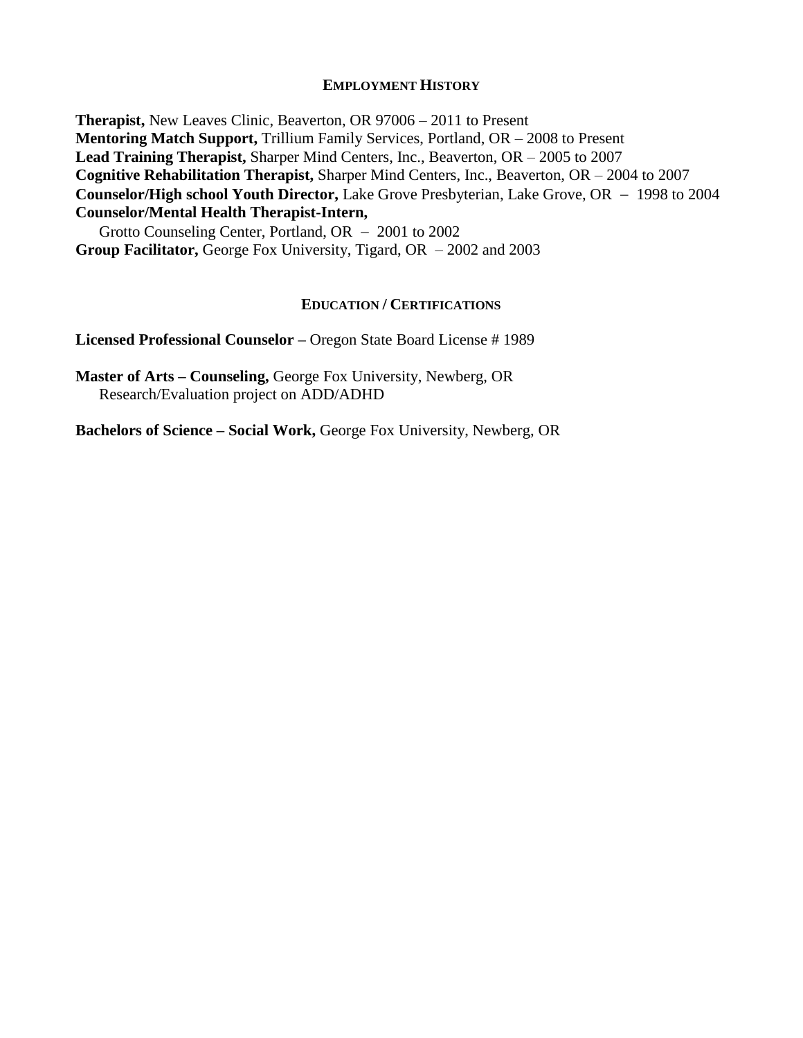## EMPLOYMENT HISTORY

**Therapist,** New Leaves Clinic, Beaverton, OR 97006 – 2011 to Present
**Mentoring Match Support,** Trillium Family Services, Portland, OR – 2008 to Present
**Lead Training Therapist,** Sharper Mind Centers, Inc., Beaverton, OR – 2005 to 2007
**Cognitive Rehabilitation Therapist,** Sharper Mind Centers, Inc., Beaverton, OR – 2004 to 2007
**Counselor/High school Youth Director,** Lake Grove Presbyterian, Lake Grove, OR – 1998 to 2004
**Counselor/Mental Health Therapist-Intern,**
Grotto Counseling Center, Portland, OR – 2001 to 2002
**Group Facilitator,** George Fox University, Tigard, OR – 2002 and 2003

## EDUCATION / CERTIFICATIONS

**Licensed Professional Counselor –** Oregon State Board License # 1989

**Master of Arts – Counseling,** George Fox University, Newberg, OR
Research/Evaluation project on ADD/ADHD

**Bachelors of Science – Social Work,** George Fox University, Newberg, OR